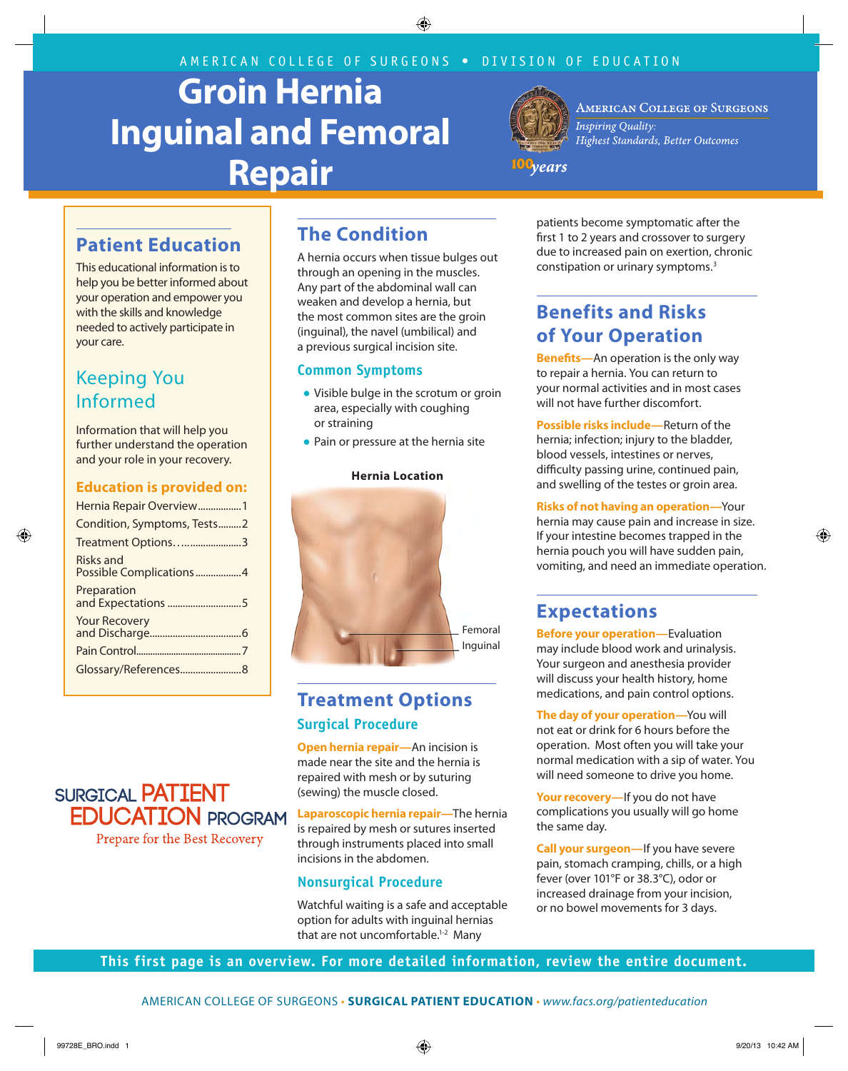AMERICAN COLLEGE OF SURGEONS • DIVISION OF EDUCATION

# Groin Hernia Inguinal and Femoral Repair

American College of Surgeons
*Inspiring Quality: Highest Standards, Better Outcomes*

*100 years*

## Patient Education

This educational information is to help you be better informed about your operation and empower you with the skills and knowledge needed to actively participate in your care.

## Keeping You Informed

Information that will help you further understand the operation and your role in your recovery.

### Education is provided on:

- Hernia Repair Overview.................1
- Condition, Symptoms, Tests.........2
- Treatment Options..........................3
- Risks and Possible Complications..................4
- Preparation and Expectations..............................5
- Your Recovery and Discharge....................................6
- Pain Control............................................7
- Glossary/References........................8

SURGICAL PATIENT EDUCATION PROGRAM
Prepare for the Best Recovery

## The Condition

A hernia occurs when tissue bulges out through an opening in the muscles. Any part of the abdominal wall can weaken and develop a hernia, but the most common sites are the groin (inguinal), the navel (umbilical) and a previous surgical incision site.

### Common Symptoms

- Visible bulge in the scrotum or groin area, especially with coughing or straining
- Pain or pressure at the hernia site

**Hernia Location**

Femoral
Inguinal

## Treatment Options

### Surgical Procedure

**Open hernia repair**—An incision is made near the site and the hernia is repaired with mesh or by suturing (sewing) the muscle closed.

**Laparoscopic hernia repair**—The hernia is repaired by mesh or sutures inserted through instruments placed into small incisions in the abdomen.

### Nonsurgical Procedure

Watchful waiting is a safe and acceptable option for adults with inguinal hernias that are not uncomfortable.[1-2] Many patients become symptomatic after the first 1 to 2 years and crossover to surgery due to increased pain on exertion, chronic constipation or urinary symptoms.[3]

## Benefits and Risks of Your Operation

**Benefits**—An operation is the only way to repair a hernia. You can return to your normal activities and in most cases will not have further discomfort.

**Possible risks include**—Return of the hernia; infection; injury to the bladder, blood vessels, intestines or nerves, difficulty passing urine, continued pain, and swelling of the testes or groin area.

**Risks of not having an operation**—Your hernia may cause pain and increase in size. If your intestine becomes trapped in the hernia pouch you will have sudden pain, vomiting, and need an immediate operation.

## Expectations

**Before your operation**—Evaluation may include blood work and urinalysis. Your surgeon and anesthesia provider will discuss your health history, home medications, and pain control options.

**The day of your operation**—You will not eat or drink for 6 hours before the operation. Most often you will take your normal medication with a sip of water. You will need someone to drive you home.

**Your recovery**—If you do not have complications you usually will go home the same day.

**Call your surgeon**—If you have severe pain, stomach cramping, chills, or a high fever (over 101°F or 38.3°C), odor or increased drainage from your incision, or no bowel movements for 3 days.

**This first page is an overview. For more detailed information, review the entire document.**

AMERICAN COLLEGE OF SURGEONS • SURGICAL PATIENT EDUCATION • www.facs.org/patienteducation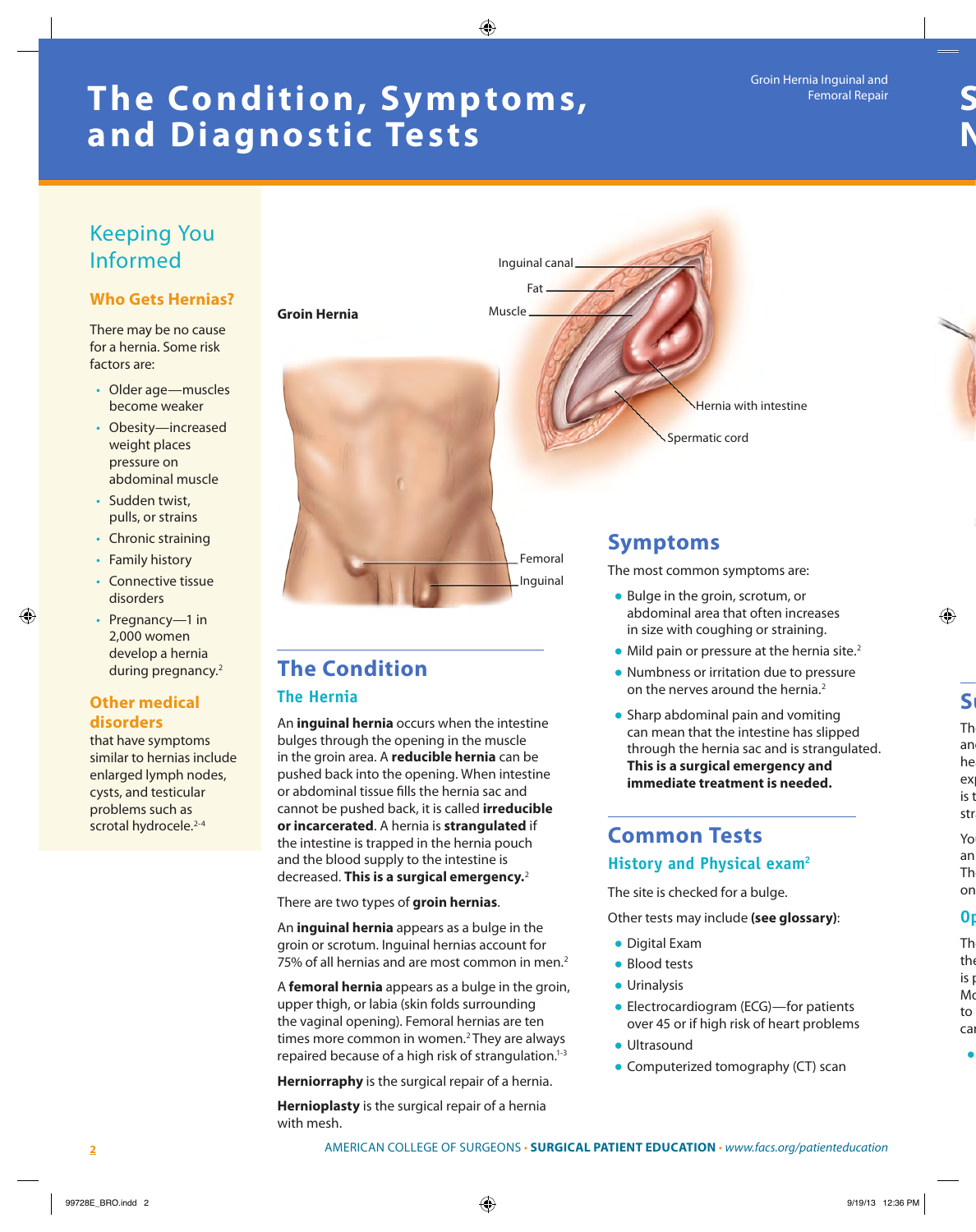# The Condition, Symptoms, and Diagnostic Tests

## Keeping You Informed

### Who Gets Hernias?

There may be no cause for a hernia. Some risk factors are:

- Older age—muscles become weaker
- Obesity—increased weight places pressure on abdominal muscle
- Sudden twist, pulls, or strains
- Chronic straining
- Family history
- Connective tissue disorders
- Pregnancy—1 in 2,000 women develop a hernia during pregnancy.[2]

### Other medical disorders

that have symptoms similar to hernias include enlarged lymph nodes, cysts, and testicular problems such as scrotal hydrocele.[2-4]

**Groin Hernia**

Inguinal canal
Fat
Muscle
Hernia with intestine
Spermatic cord
Femoral
Inguinal

## The Condition

### The Hernia

An **inguinal hernia** occurs when the intestine bulges through the opening in the muscle in the groin area. A **reducible hernia** can be pushed back into the opening. When intestine or abdominal tissue fills the hernia sac and cannot be pushed back, it is called **irreducible or incarcerated**. A hernia is **strangulated** if the intestine is trapped in the hernia pouch and the blood supply to the intestine is decreased. **This is a surgical emergency.**[2]

There are two types of **groin hernias**.

An **inguinal hernia** appears as a bulge in the groin or scrotum. Inguinal hernias account for 75% of all hernias and are most common in men.[2]

A **femoral hernia** appears as a bulge in the groin, upper thigh, or labia (skin folds surrounding the vaginal opening). Femoral hernias are ten times more common in women.[2] They are always repaired because of a high risk of strangulation.[1-3]

**Herniorraphy** is the surgical repair of a hernia.

**Hernioplasty** is the surgical repair of a hernia with mesh.

## Symptoms

The most common symptoms are:

- Bulge in the groin, scrotum, or abdominal area that often increases in size with coughing or straining.
- Mild pain or pressure at the hernia site.[2]
- Numbness or irritation due to pressure on the nerves around the hernia.[2]
- Sharp abdominal pain and vomiting can mean that the intestine has slipped through the hernia sac and is strangulated. **This is a surgical emergency and immediate treatment is needed.**

## Common Tests

### History and Physical exam[2]

The site is checked for a bulge.

Other tests may include **(see glossary)**:

- Digital Exam
- Blood tests
- Urinalysis
- Electrocardiogram (ECG)—for patients over 45 or if high risk of heart problems
- Ultrasound
- Computerized tomography (CT) scan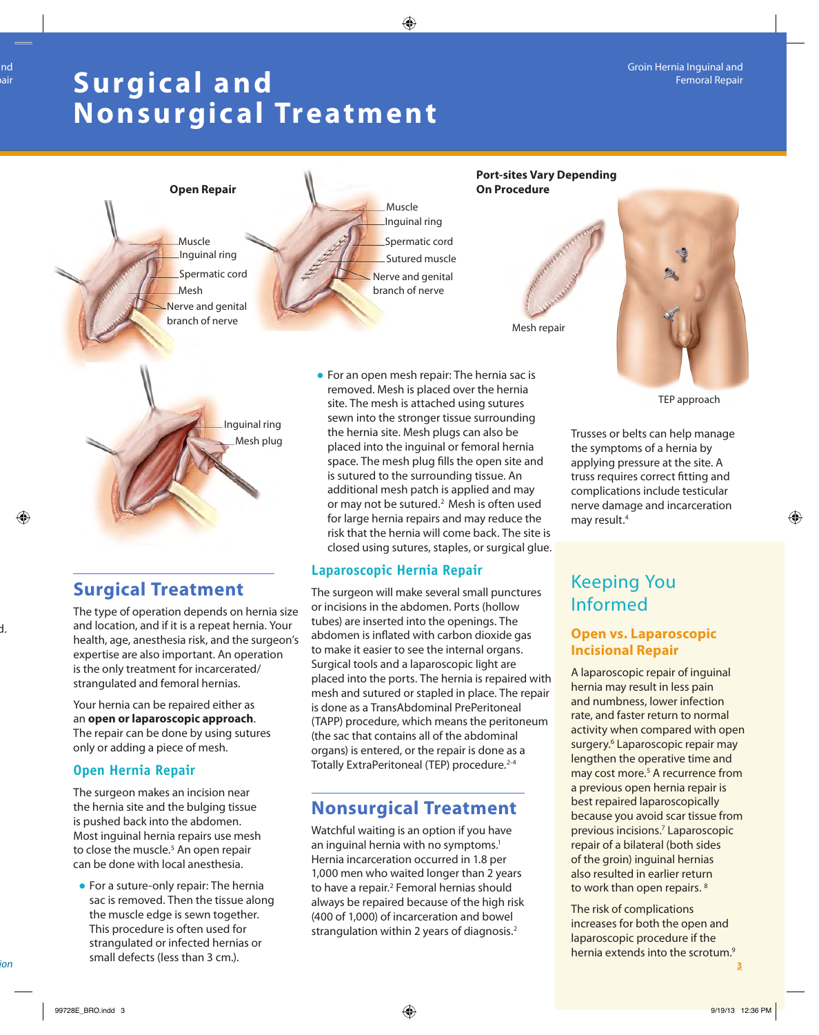# Surgical and Nonsurgical Treatment

Open Repair

Muscle
Inguinal ring
Spermatic cord
Mesh
Nerve and genital branch of nerve

Muscle
Inguinal ring
Spermatic cord
Sutured muscle
Nerve and genital branch of nerve

Inguinal ring
Mesh plug

Port-sites Vary Depending On Procedure

Mesh repair

TEP approach

## Surgical Treatment

The type of operation depends on hernia size and location, and if it is a repeat hernia. Your health, age, anesthesia risk, and the surgeon's expertise are also important. An operation is the only treatment for incarcerated/strangulated and femoral hernias.

Your hernia can be repaired either as an **open or laparoscopic approach**. The repair can be done by using sutures only or adding a piece of mesh.

### Open Hernia Repair

The surgeon makes an incision near the hernia site and the bulging tissue is pushed back into the abdomen. Most inguinal hernia repairs use mesh to close the muscle.[5] An open repair can be done with local anesthesia.

- For a suture-only repair: The hernia sac is removed. Then the tissue along the muscle edge is sewn together. This procedure is often used for strangulated or infected hernias or small defects (less than 3 cm.).
- For an open mesh repair: The hernia sac is removed. Mesh is placed over the hernia site. The mesh is attached using sutures sewn into the stronger tissue surrounding the hernia site. Mesh plugs can also be placed into the inguinal or femoral hernia space. The mesh plug fills the open site and is sutured to the surrounding tissue. An additional mesh patch is applied and may or may not be sutured.[2] Mesh is often used for large hernia repairs and may reduce the risk that the hernia will come back. The site is closed using sutures, staples, or surgical glue.

### Laparoscopic Hernia Repair

The surgeon will make several small punctures or incisions in the abdomen. Ports (hollow tubes) are inserted into the openings. The abdomen is inflated with carbon dioxide gas to make it easier to see the internal organs. Surgical tools and a laparoscopic light are placed into the ports. The hernia is repaired with mesh and sutured or stapled in place. The repair is done as a TransAbdominal PrePeritoneal (TAPP) procedure, which means the peritoneum (the sac that contains all of the abdominal organs) is entered, or the repair is done as a Totally ExtraPeritoneal (TEP) procedure.[2-4]

## Nonsurgical Treatment

Watchful waiting is an option if you have an inguinal hernia with no symptoms.[1] Hernia incarceration occurred in 1.8 per 1,000 men who waited longer than 2 years to have a repair.[2] Femoral hernias should always be repaired because of the high risk (400 of 1,000) of incarceration and bowel strangulation within 2 years of diagnosis.[2]

Trusses or belts can help manage the symptoms of a hernia by applying pressure at the site. A truss requires correct fitting and complications include testicular nerve damage and incarceration may result.[4]

## Keeping You Informed

### Open vs. Laparoscopic Incisional Repair

A laparoscopic repair of inguinal hernia may result in less pain and numbness, lower infection rate, and faster return to normal activity when compared with open surgery.[6] Laparoscopic repair may lengthen the operative time and may cost more.[5] A recurrence from a previous open hernia repair is best repaired laparoscopically because you avoid scar tissue from previous incisions.[7] Laparoscopic repair of a bilateral (both sides of the groin) inguinal hernias also resulted in earlier return to work than open repairs.[8]

The risk of complications increases for both the open and laparoscopic procedure if the hernia extends into the scrotum.[9]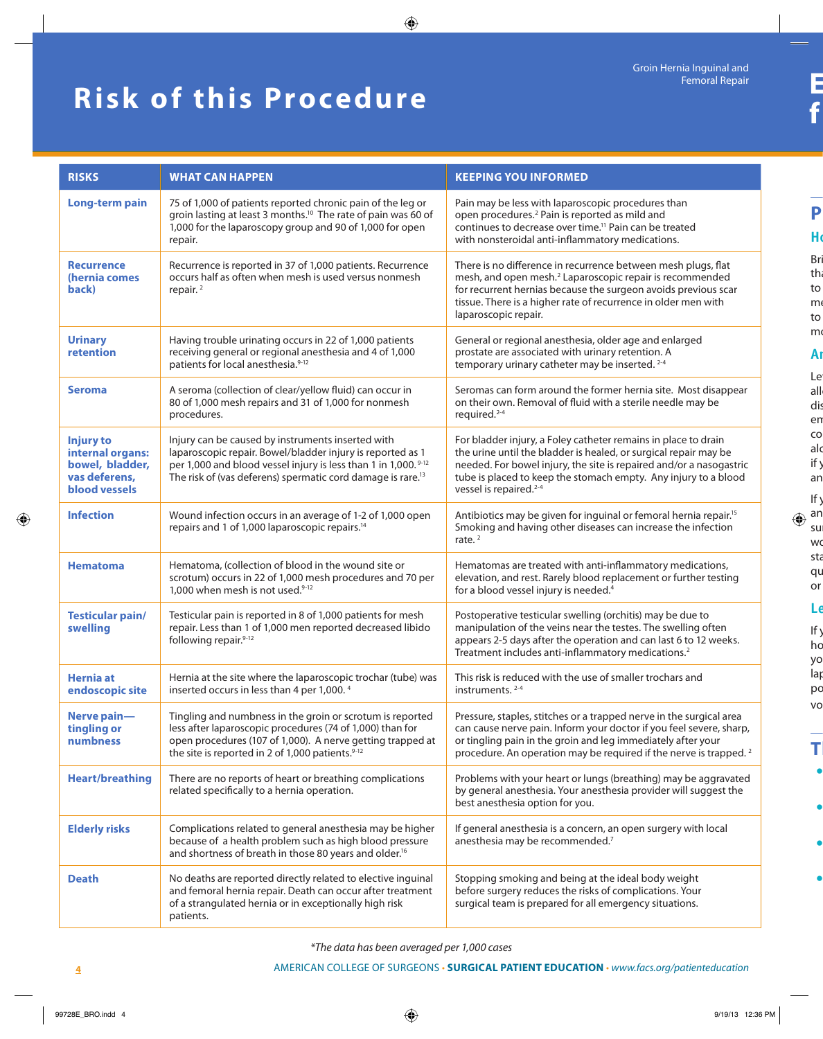# Risk of this Procedure

| RISKS | WHAT CAN HAPPEN | KEEPING YOU INFORMED |
|---|---|---|
| **Long-term pain** | 75 of 1,000 of patients reported chronic pain of the leg or groin lasting at least 3 months.[10] The rate of pain was 60 of 1,000 for the laparoscopy group and 90 of 1,000 for open repair. | Pain may be less with laparoscopic procedures than open procedures.[2] Pain is reported as mild and continues to decrease over time.[11] Pain can be treated with nonsteroidal anti-inflammatory medications. |
| **Recurrence (hernia comes back)** | Recurrence is reported in 37 of 1,000 patients. Recurrence occurs half as often when mesh is used versus nonmesh repair.[2] | There is no difference in recurrence between mesh plugs, flat mesh, and open mesh.[2] Laparoscopic repair is recommended for recurrent hernias because the surgeon avoids previous scar tissue. There is a higher rate of recurrence in older men with laparoscopic repair. |
| **Urinary retention** | Having trouble urinating occurs in 22 of 1,000 patients receiving general or regional anesthesia and 4 of 1,000 patients for local anesthesia.[9-12] | General or regional anesthesia, older age and enlarged prostate are associated with urinary retention. A temporary urinary catheter may be inserted.[2-4] |
| **Seroma** | A seroma (collection of clear/yellow fluid) can occur in 80 of 1,000 mesh repairs and 31 of 1,000 for nonmesh procedures. | Seromas can form around the former hernia site. Most disappear on their own. Removal of fluid with a sterile needle may be required.[2-4] |
| **Injury to internal organs: bowel, bladder, vas deferens, blood vessels** | Injury can be caused by instruments inserted with laparoscopic repair. Bowel/bladder injury is reported as 1 per 1,000 and blood vessel injury is less than 1 in 1,000.[9-12] The risk of (vas deferens) spermatic cord damage is rare.[13] | For bladder injury, a Foley catheter remains in place to drain the urine until the bladder is healed, or surgical repair may be needed. For bowel injury, the site is repaired and/or a nasogastric tube is placed to keep the stomach empty. Any injury to a blood vessel is repaired.[2-4] |
| **Infection** | Wound infection occurs in an average of 1-2 of 1,000 open repairs and 1 of 1,000 laparoscopic repairs.[14] | Antibiotics may be given for inguinal or femoral hernia repair.[15] Smoking and having other diseases can increase the infection rate.[2] |
| **Hematoma** | Hematoma, (collection of blood in the wound site or scrotum) occurs in 22 of 1,000 mesh procedures and 70 per 1,000 when mesh is not used.[9-12] | Hematomas are treated with anti-inflammatory medications, elevation, and rest. Rarely blood replacement or further testing for a blood vessel injury is needed.[4] |
| **Testicular pain/ swelling** | Testicular pain is reported in 8 of 1,000 patients for mesh repair. Less than 1 of 1,000 men reported decreased libido following repair.[9-12] | Postoperative testicular swelling (orchitis) may be due to manipulation of the veins near the testes. The swelling often appears 2-5 days after the operation and can last 6 to 12 weeks. Treatment includes anti-inflammatory medications.[2] |
| **Hernia at endoscopic site** | Hernia at the site where the laparoscopic trochar (tube) was inserted occurs in less than 4 per 1,000.[4] | This risk is reduced with the use of smaller trochars and instruments.[2-4] |
| **Nerve pain—tingling or numbness** | Tingling and numbness in the groin or scrotum is reported less after laparoscopic procedures (74 of 1,000) than for open procedures (107 of 1,000). A nerve getting trapped at the site is reported in 2 of 1,000 patients.[9-12] | Pressure, staples, stitches or a trapped nerve in the surgical area can cause nerve pain. Inform your doctor if you feel severe, sharp, or tingling pain in the groin and leg immediately after your procedure. An operation may be required if the nerve is trapped.[2] |
| **Heart/breathing** | There are no reports of heart or breathing complications related specifically to a hernia operation. | Problems with your heart or lungs (breathing) may be aggravated by general anesthesia. Your anesthesia provider will suggest the best anesthesia option for you. |
| **Elderly risks** | Complications related to general anesthesia may be higher because of a health problem such as high blood pressure and shortness of breath in those 80 years and older.[16] | If general anesthesia is a concern, an open surgery with local anesthesia may be recommended.[7] |
| **Death** | No deaths are reported directly related to elective inguinal and femoral hernia repair. Death can occur after treatment of a strangulated hernia or in exceptionally high risk patients. | Stopping smoking and being at the ideal body weight before surgery reduces the risks of complications. Your surgical team is prepared for all emergency situations. |

*\*The data has been averaged per 1,000 cases*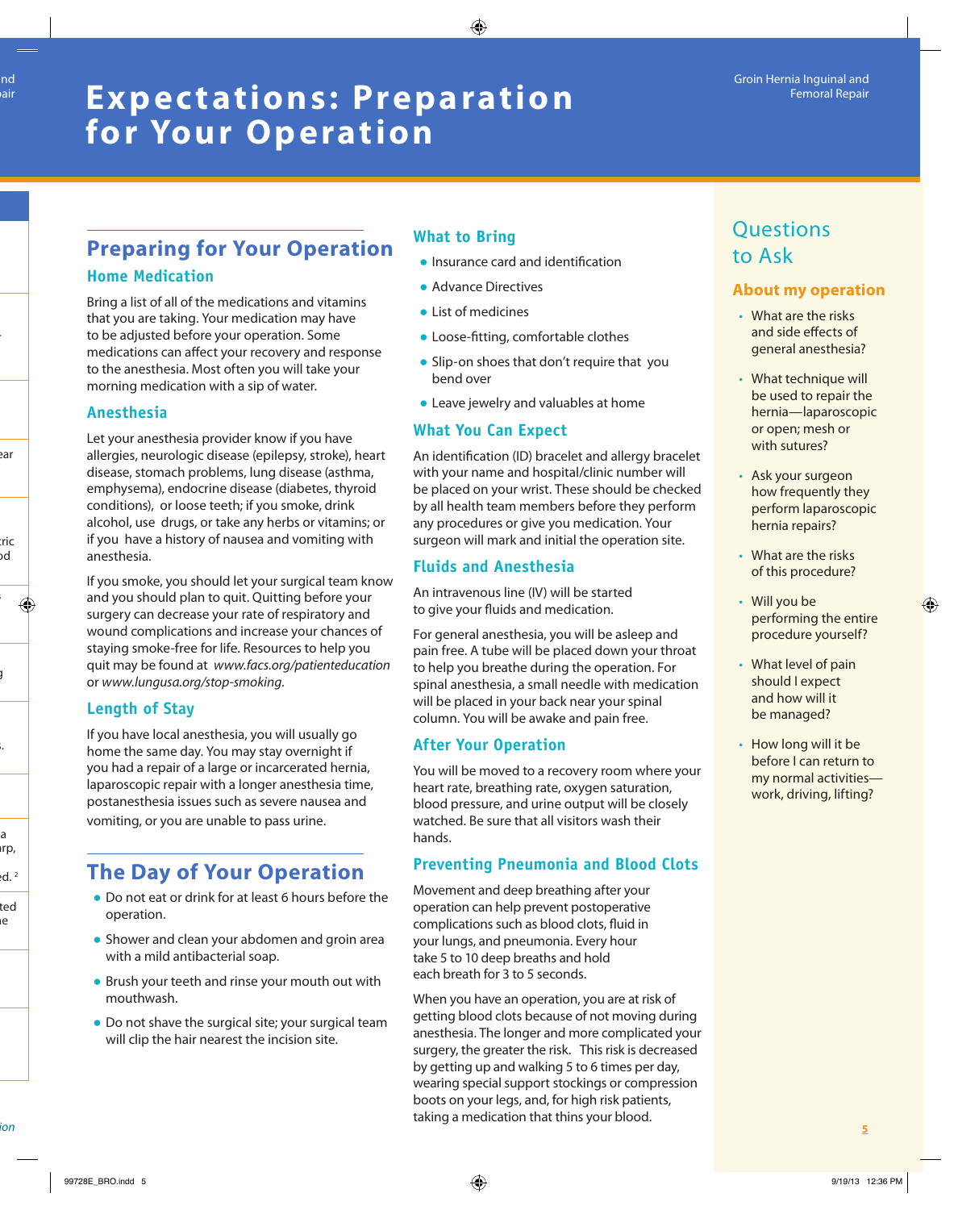# Expectations: Preparation for Your Operation

## Preparing for Your Operation

### Home Medication

Bring a list of all of the medications and vitamins that you are taking. Your medication may have to be adjusted before your operation. Some medications can affect your recovery and response to the anesthesia. Most often you will take your morning medication with a sip of water.

### Anesthesia

Let your anesthesia provider know if you have allergies, neurologic disease (epilepsy, stroke), heart disease, stomach problems, lung disease (asthma, emphysema), endocrine disease (diabetes, thyroid conditions), or loose teeth; if you smoke, drink alcohol, use drugs, or take any herbs or vitamins; or if you have a history of nausea and vomiting with anesthesia.

If you smoke, you should let your surgical team know and you should plan to quit. Quitting before your surgery can decrease your rate of respiratory and wound complications and increase your chances of staying smoke-free for life. Resources to help you quit may be found at *www.facs.org/patienteducation* or *www.lungusa.org/stop-smoking.*

### Length of Stay

If you have local anesthesia, you will usually go home the same day. You may stay overnight if you had a repair of a large or incarcerated hernia, laparoscopic repair with a longer anesthesia time, postanesthesia issues such as severe nausea and vomiting, or you are unable to pass urine.

## The Day of Your Operation

- Do not eat or drink for at least 6 hours before the operation.
- Shower and clean your abdomen and groin area with a mild antibacterial soap.
- Brush your teeth and rinse your mouth out with mouthwash.
- Do not shave the surgical site; your surgical team will clip the hair nearest the incision site.

### What to Bring

- Insurance card and identification
- Advance Directives
- List of medicines
- Loose-fitting, comfortable clothes
- Slip-on shoes that don't require that you bend over
- Leave jewelry and valuables at home

### What You Can Expect

An identification (ID) bracelet and allergy bracelet with your name and hospital/clinic number will be placed on your wrist. These should be checked by all health team members before they perform any procedures or give you medication. Your surgeon will mark and initial the operation site.

### Fluids and Anesthesia

An intravenous line (IV) will be started to give your fluids and medication.

For general anesthesia, you will be asleep and pain free. A tube will be placed down your throat to help you breathe during the operation. For spinal anesthesia, a small needle with medication will be placed in your back near your spinal column. You will be awake and pain free.

### After Your Operation

You will be moved to a recovery room where your heart rate, breathing rate, oxygen saturation, blood pressure, and urine output will be closely watched. Be sure that all visitors wash their hands.

### Preventing Pneumonia and Blood Clots

Movement and deep breathing after your operation can help prevent postoperative complications such as blood clots, fluid in your lungs, and pneumonia. Every hour take 5 to 10 deep breaths and hold each breath for 3 to 5 seconds.

When you have an operation, you are at risk of getting blood clots because of not moving during anesthesia. The longer and more complicated your surgery, the greater the risk. This risk is decreased by getting up and walking 5 to 6 times per day, wearing special support stockings or compression boots on your legs, and, for high risk patients, taking a medication that thins your blood.

## Questions to Ask

### About my operation

- What are the risks and side effects of general anesthesia?
- What technique will be used to repair the hernia—laparoscopic or open; mesh or with sutures?
- Ask your surgeon how frequently they perform laparoscopic hernia repairs?
- What are the risks of this procedure?
- Will you be performing the entire procedure yourself?
- What level of pain should I expect and how will it be managed?
- How long will it be before I can return to my normal activities—work, driving, lifting?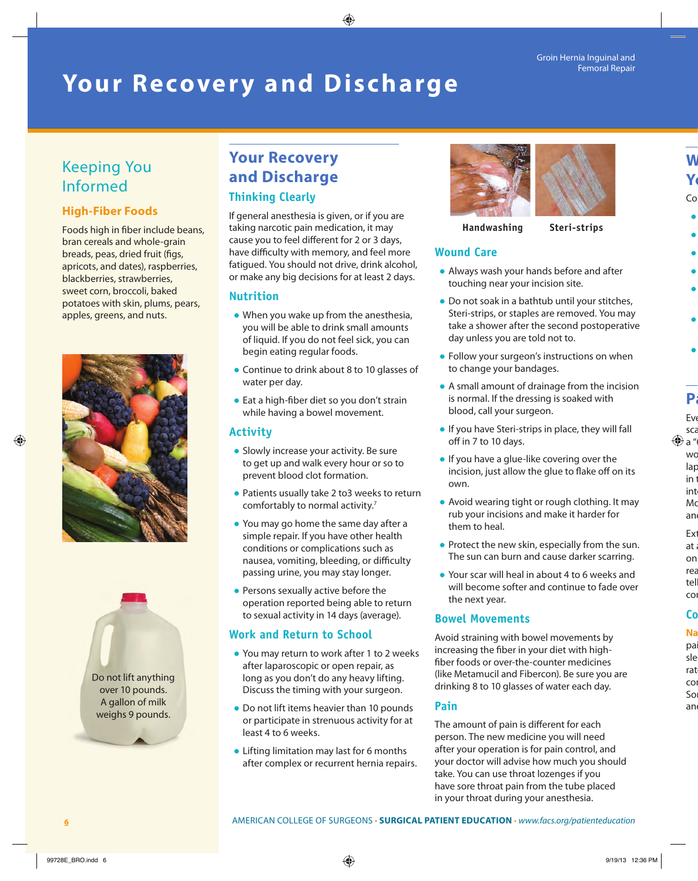# Your Recovery and Discharge

## Keeping You Informed

### High-Fiber Foods

Foods high in fiber include beans, bran cereals and whole-grain breads, peas, dried fruit (figs, apricots, and dates), raspberries, blackberries, strawberries, sweet corn, broccoli, baked potatoes with skin, plums, pears, apples, greens, and nuts.

Do not lift anything over 10 pounds. A gallon of milk weighs 9 pounds.

## Your Recovery and Discharge

### Thinking Clearly

If general anesthesia is given, or if you are taking narcotic pain medication, it may cause you to feel different for 2 or 3 days, have difficulty with memory, and feel more fatigued. You should not drive, drink alcohol, or make any big decisions for at least 2 days.

### Nutrition

- When you wake up from the anesthesia, you will be able to drink small amounts of liquid. If you do not feel sick, you can begin eating regular foods.
- Continue to drink about 8 to 10 glasses of water per day.
- Eat a high-fiber diet so you don't strain while having a bowel movement.

### Activity

- Slowly increase your activity. Be sure to get up and walk every hour or so to prevent blood clot formation.
- Patients usually take 2 to3 weeks to return comfortably to normal activity.[7]
- You may go home the same day after a simple repair. If you have other health conditions or complications such as nausea, vomiting, bleeding, or difficulty passing urine, you may stay longer.
- Persons sexually active before the operation reported being able to return to sexual activity in 14 days (average).

### Work and Return to School

- You may return to work after 1 to 2 weeks after laparoscopic or open repair, as long as you don't do any heavy lifting. Discuss the timing with your surgeon.
- Do not lift items heavier than 10 pounds or participate in strenuous activity for at least 4 to 6 weeks.
- Lifting limitation may last for 6 months after complex or recurrent hernia repairs.

Handwashing Steri-strips

### Wound Care

- Always wash your hands before and after touching near your incision site.
- Do not soak in a bathtub until your stitches, Steri-strips, or staples are removed. You may take a shower after the second postoperative day unless you are told not to.
- Follow your surgeon's instructions on when to change your bandages.
- A small amount of drainage from the incision is normal. If the dressing is soaked with blood, call your surgeon.
- If you have Steri-strips in place, they will fall off in 7 to 10 days.
- If you have a glue-like covering over the incision, just allow the glue to flake off on its own.
- Avoid wearing tight or rough clothing. It may rub your incisions and make it harder for them to heal.
- Protect the new skin, especially from the sun. The sun can burn and cause darker scarring.
- Your scar will heal in about 4 to 6 weeks and will become softer and continue to fade over the next year.

### Bowel Movements

Avoid straining with bowel movements by increasing the fiber in your diet with high-fiber foods or over-the-counter medicines (like Metamucil and Fibercon). Be sure you are drinking 8 to 10 glasses of water each day.

### Pain

The amount of pain is different for each person. The new medicine you will need after your operation is for pain control, and your doctor will advise how much you should take. You can use throat lozenges if you have sore throat pain from the tube placed in your throat during your anesthesia.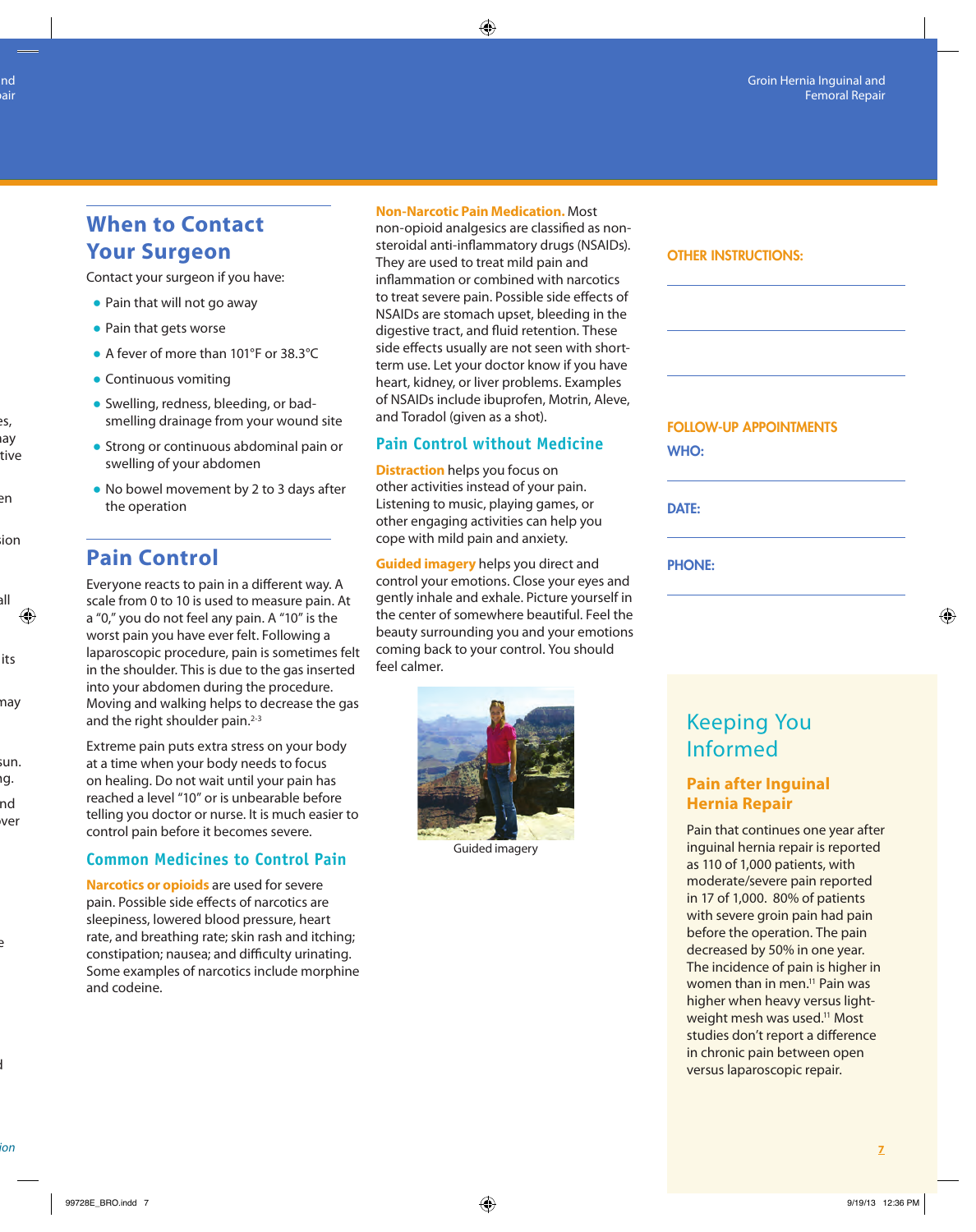## When to Contact Your Surgeon

Contact your surgeon if you have:

- Pain that will not go away
- Pain that gets worse
- A fever of more than 101°F or 38.3°C
- Continuous vomiting
- Swelling, redness, bleeding, or bad-smelling drainage from your wound site
- Strong or continuous abdominal pain or swelling of your abdomen
- No bowel movement by 2 to 3 days after the operation

## Pain Control

Everyone reacts to pain in a different way. A scale from 0 to 10 is used to measure pain. At a "0," you do not feel any pain. A "10" is the worst pain you have ever felt. Following a laparoscopic procedure, pain is sometimes felt in the shoulder. This is due to the gas inserted into your abdomen during the procedure. Moving and walking helps to decrease the gas and the right shoulder pain.[2-3]

Extreme pain puts extra stress on your body at a time when your body needs to focus on healing. Do not wait until your pain has reached a level "10" or is unbearable before telling you doctor or nurse. It is much easier to control pain before it becomes severe.

### Common Medicines to Control Pain

**Narcotics or opioids** are used for severe pain. Possible side effects of narcotics are sleepiness, lowered blood pressure, heart rate, and breathing rate; skin rash and itching; constipation; nausea; and difficulty urinating. Some examples of narcotics include morphine and codeine.

**Non-Narcotic Pain Medication.** Most non-opioid analgesics are classified as non-steroidal anti-inflammatory drugs (NSAIDs). They are used to treat mild pain and inflammation or combined with narcotics to treat severe pain. Possible side effects of NSAIDs are stomach upset, bleeding in the digestive tract, and fluid retention. These side effects usually are not seen with short-term use. Let your doctor know if you have heart, kidney, or liver problems. Examples of NSAIDs include ibuprofen, Motrin, Aleve, and Toradol (given as a shot).

### Pain Control without Medicine

**Distraction** helps you focus on other activities instead of your pain. Listening to music, playing games, or other engaging activities can help you cope with mild pain and anxiety.

**Guided imagery** helps you direct and control your emotions. Close your eyes and gently inhale and exhale. Picture yourself in the center of somewhere beautiful. Feel the beauty surrounding you and your emotions coming back to your control. You should feel calmer.

Guided imagery

**OTHER INSTRUCTIONS:**

______________________________

______________________________

______________________________

**FOLLOW-UP APPOINTMENTS**

**WHO:**

______________________________

**DATE:**

______________________________

**PHONE:**

______________________________

## Keeping You Informed

### Pain after Inguinal Hernia Repair

Pain that continues one year after inguinal hernia repair is reported as 110 of 1,000 patients, with moderate/severe pain reported in 17 of 1,000. 80% of patients with severe groin pain had pain before the operation. The pain decreased by 50% in one year. The incidence of pain is higher in women than in men.[11] Pain was higher when heavy versus light-weight mesh was used.[11] Most studies don't report a difference in chronic pain between open versus laparoscopic repair.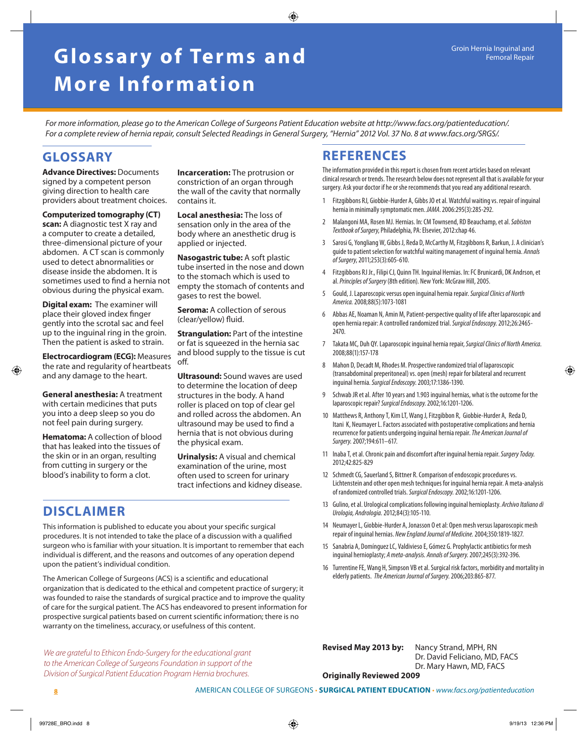# Glossary of Terms and More Information

Groin Hernia Inguinal and Femoral Repair

*For more information, please go to the American College of Surgeons Patient Education website at http://www.facs.org/patienteducation/. For a complete review of hernia repair, consult Selected Readings in General Surgery, "Hernia" 2012 Vol. 37 No. 8 at www.facs.org/SRGS/.*

## GLOSSARY

**Advance Directives:** Documents signed by a competent person giving direction to health care providers about treatment choices.

**Computerized tomography (CT) scan:** A diagnostic test X ray and a computer to create a detailed, three-dimensional picture of your abdomen. A CT scan is commonly used to detect abnormalities or disease inside the abdomen. It is sometimes used to find a hernia not obvious during the physical exam.

**Digital exam:** The examiner will place their gloved index finger gently into the scrotal sac and feel up to the inguinal ring in the groin. Then the patient is asked to strain.

**Electrocardiogram (ECG):** Measures the rate and regularity of heartbeats and any damage to the heart.

**General anesthesia:** A treatment with certain medicines that puts you into a deep sleep so you do not feel pain during surgery.

**Hematoma:** A collection of blood that has leaked into the tissues of the skin or in an organ, resulting from cutting in surgery or the blood's inability to form a clot.

**Incarceration:** The protrusion or constriction of an organ through the wall of the cavity that normally contains it.

**Local anesthesia:** The loss of sensation only in the area of the body where an anesthetic drug is applied or injected.

**Nasogastric tube:** A soft plastic tube inserted in the nose and down to the stomach which is used to empty the stomach of contents and gases to rest the bowel.

**Seroma:** A collection of serous (clear/yellow) fluid.

**Strangulation:** Part of the intestine or fat is squeezed in the hernia sac and blood supply to the tissue is cut off.

**Ultrasound:** Sound waves are used to determine the location of deep structures in the body. A hand roller is placed on top of clear gel and rolled across the abdomen. An ultrasound may be used to find a hernia that is not obvious during the physical exam.

**Urinalysis:** A visual and chemical examination of the urine, most often used to screen for urinary tract infections and kidney disease.

## DISCLAIMER

This information is published to educate you about your specific surgical procedures. It is not intended to take the place of a discussion with a qualified surgeon who is familiar with your situation. It is important to remember that each individual is different, and the reasons and outcomes of any operation depend upon the patient's individual condition.

The American College of Surgeons (ACS) is a scientific and educational organization that is dedicated to the ethical and competent practice of surgery; it was founded to raise the standards of surgical practice and to improve the quality of care for the surgical patient. The ACS has endeavored to present information for prospective surgical patients based on current scientific information; there is no warranty on the timeliness, accuracy, or usefulness of this content.

*We are grateful to Ethicon Endo-Surgery for the educational grant to the American College of Surgeons Foundation in support of the Division of Surgical Patient Education Program Hernia brochures.*

## REFERENCES

The information provided in this report is chosen from recent articles based on relevant clinical research or trends. The research below does not represent all that is available for your surgery. Ask your doctor if he or she recommends that you read any additional research.

1. Fitzgibbons RJ, Giobbie-Hurder A, Gibbs JO et al. Watchful waiting vs. repair of inguinal hernia in minimally symptomatic men. *JAMA*. 2006:295(3):285-292.
2. Malangoni MA, Rosen MJ. Hernias. In: CM Townsend, RD Beauchamp, et al. *Sabiston Textbook of Surgery*, Philadelphia, PA: Elsevier, 2012:chap 46.
3. Sarosi G, Yongliang W, Gibbs J, Reda D, McCarthy M, Fitzgibbons R, Barkun, J. A clinician's guide to patient selection for watchful waiting management of inguinal hernia. *Annals of Surgery*, 2011;253(3):605-610.
4. Fitzgibbons RJ Jr., Filipi CJ, Quinn TH. Inguinal Hernias. In: FC Brunicardi, DK Andrson, et al. *Principles of Surgery* (8th edition). New York: McGraw Hill, 2005.
5. Gould, J. Laparoscopic versus open inguinal hernia repair. *Surgical Clinics of North America.* 2008;88(5):1073-1081
6. Abbas AE, Noaman N, Amin M, Patient-perspective quality of life after laparoscopic and open hernia repair: A controlled randomized trial. *Surgical Endoscopy.* 2012;26:2465-2470.
7. Takata MC, Duh QY. Laparoscopic inguinal hernia repair, *Surgical Clinics of North America.* 2008;88(1):157-178
8. Mahon D, Decadt M, Rhodes M. Prospective randomized trial of laparoscopic (transabdominal preperitoneal) vs. open (mesh) repair for bilateral and recurrent inguinal hernia. *Surgical Endoscopy.* 2003;17:1386-1390.
9. Schwab JR et al. After 10 years and 1.903 inguinal hernias, what is the outcome for the laparoscopic repair? *Surgical Endoscopy.* 2002;16:1201-1206.
10. Matthews R, Anthony T, Kim LT, Wang J, Fitzgibbon R, Giobbie-Hurder A, Reda D, Itani K, Neumayer L. Factors associated with postoperative complications and hernia recurrence for patients undergoing inguinal hernia repair. *The American Journal of Surgery.* 2007;194:611–617.
11. Inaba T, et al. Chronic pain and discomfort after inguinal hernia repair. *Surgery Today.* 2012;42:825-829
12. Schmedt CG, Sauerland S, Bittner R. Comparison of endoscopic procedures vs. Lichtenstein and other open mesh techniques for inguinal hernia repair. A meta-analysis of randomized controlled trials. *Surgical Endoscopy.* 2002;16:1201-1206.
13. Gulino, et al. Urological complications following inguinal hernioplasty. *Archivo Italiano di Urologia, Andrologia.* 2012;84(3):105-110.
14. Neumayer L, Giobbie-Hurder A, Jonasson O et al: Open mesh versus laparoscopic mesh repair of inguinal hernias. *New England Journal of Medicine.* 2004;350:1819-1827.
15. Sanabria A, Domínguez LC, Valdivieso E, Gómez G. Prophylactic antibiotics for mesh inguinal hernioplasty; *A meta-analysis. Annals of Surgery.* 2007;245(3):392-396.
16. Turrentine FE, Wang H, Simpson VB et al. Surgical risk factors, morbidity and mortality in elderly patients. *The American Journal of Surgery.* 2006;203:865-877.

**Revised May 2013 by:** Nancy Strand, MPH, RN
Dr. David Feliciano, MD, FACS
Dr. Mary Hawn, MD, FACS

**Originally Reviewed 2009**